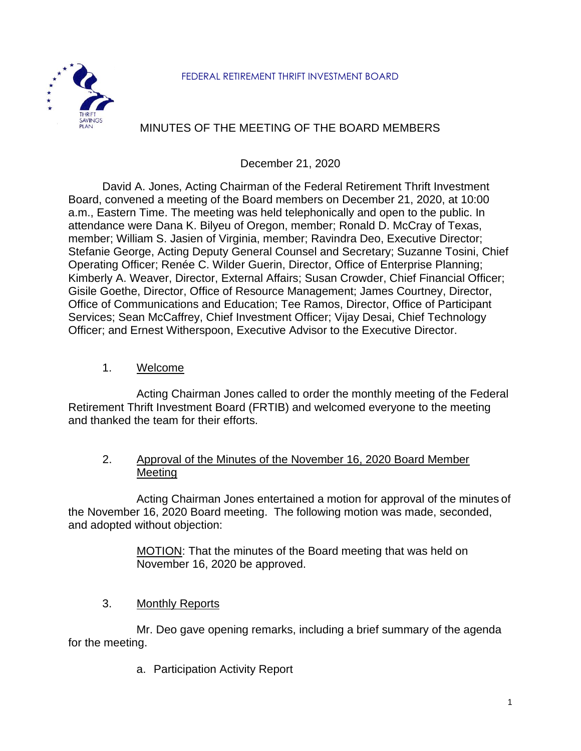FEDERAL RETIREMENT THRIFT INVESTMENT BOARD

# MINUTES OF THE MEETING OF THE BOARD MEMBERS

December 21, 2020

David A. Jones, Acting Chairman of the Federal Retirement Thrift Investment Board, convened a meeting of the Board members on December 21, 2020, at 10:00 a.m., Eastern Time. The meeting was held telephonically and open to the public. In attendance were Dana K. Bilyeu of Oregon, member; Ronald D. McCray of Texas, member; William S. Jasien of Virginia, member; Ravindra Deo, Executive Director; Stefanie George, Acting Deputy General Counsel and Secretary; Suzanne Tosini, Chief Operating Officer; Renée C. Wilder Guerin, Director, Office of Enterprise Planning; Kimberly A. Weaver, Director, External Affairs; Susan Crowder, Chief Financial Officer; Gisile Goethe, Director, Office of Resource Management; James Courtney, Director, Office of Communications and Education; Tee Ramos, Director, Office of Participant Services; Sean McCaffrey, Chief Investment Officer; Vijay Desai, Chief Technology Officer; and Ernest Witherspoon, Executive Advisor to the Executive Director.

## 1. Welcome

Acting Chairman Jones called to order the monthly meeting of the Federal Retirement Thrift Investment Board (FRTIB) and welcomed everyone to the meeting and thanked the team for their efforts.

## 2. Approval of the Minutes of the November 16, 2020 Board Member Meeting

Acting Chairman Jones entertained a motion for approval of the minutes of the November 16, 2020 Board meeting. The following motion was made, seconded, and adopted without objection:

> MOTION: That the minutes of the Board meeting that was held on November 16, 2020 be approved.

## 3. Monthly Reports

Mr. Deo gave opening remarks, including a brief summary of the agenda for the meeting.

a. Participation Activity Report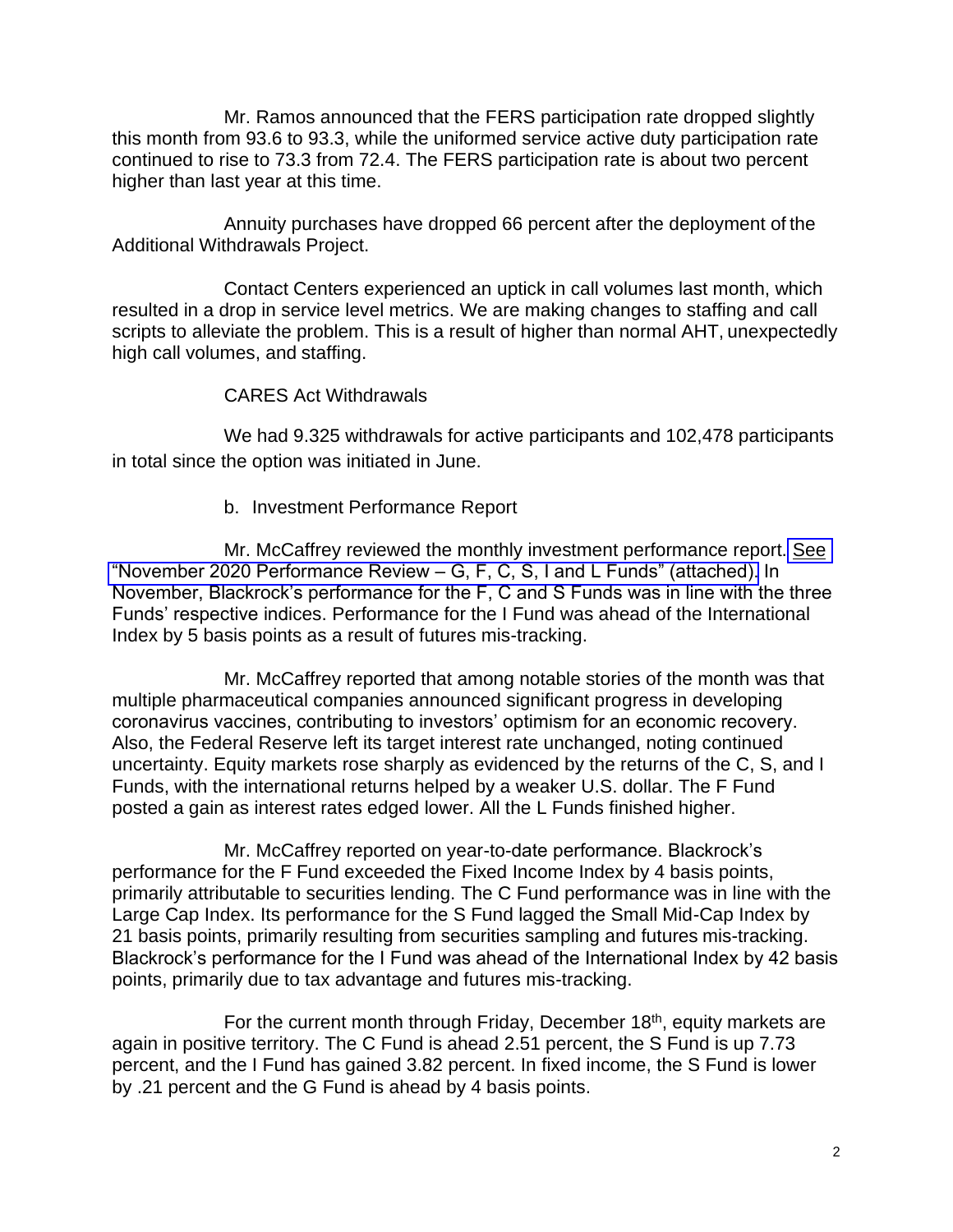Mr. Ramos announced that the FERS participation rate dropped slightly this month from 93.6 to 93.3, while the uniformed service active duty participation rate continued to rise to 73.3 from 72.4. The FERS participation rate is about two percent higher than last year at this time.

Annuity purchases have dropped 66 percent after the deployment of the Additional Withdrawals Project.

Contact Centers experienced an uptick in call volumes last month, which resulted in a drop in service level metrics. We are making changes to staffing and call scripts to alleviate the problem. This is a result of higher than normal AHT, unexpectedly high call volumes, and staffing.

CARES Act Withdrawals

We had 9.325 withdrawals for active participants and 102,478 participants in total since the option was initiated in June.

b. Investment Performance Report

Mr. McCaffrey reviewed the monthly investment performance report. See "November 2020 Performance Review – G, F, C, S, I and L Funds" (attached). In November, Blackrock's performance for the F, C and S Funds was in line with the three Funds' respective indices. Performance for the I Fund was ahead of the International Index by 5 basis points as a result of futures mis-tracking.

Mr. McCaffrey reported that among notable stories of the month was that multiple pharmaceutical companies announced significant progress in developing coronavirus vaccines, contributing to investors' optimism for an economic recovery. Also, the Federal Reserve left its target interest rate unchanged, noting continued uncertainty. Equity markets rose sharply as evidenced by the returns of the C, S, and I Funds, with the international returns helped by a weaker U.S. dollar. The F Fund posted a gain as interest rates edged lower. All the L Funds finished higher.

Mr. McCaffrey reported on year-to-date performance. Blackrock's performance for the F Fund exceeded the Fixed Income Index by 4 basis points, primarily attributable to securities lending. The C Fund performance was in line with the Large Cap Index. Its performance for the S Fund lagged the Small Mid-Cap Index by 21 basis points, primarily resulting from securities sampling and futures mis-tracking. Blackrock's performance for the I Fund was ahead of the International Index by 42 basis points, primarily due to tax advantage and futures mis-tracking.

For the current month through Friday, December 18th, equity markets are again in positive territory. The C Fund is ahead 2.51 percent, the S Fund is up 7.73 percent, and the I Fund has gained 3.82 percent. In fixed income, the S Fund is lower by .21 percent and the G Fund is ahead by 4 basis points.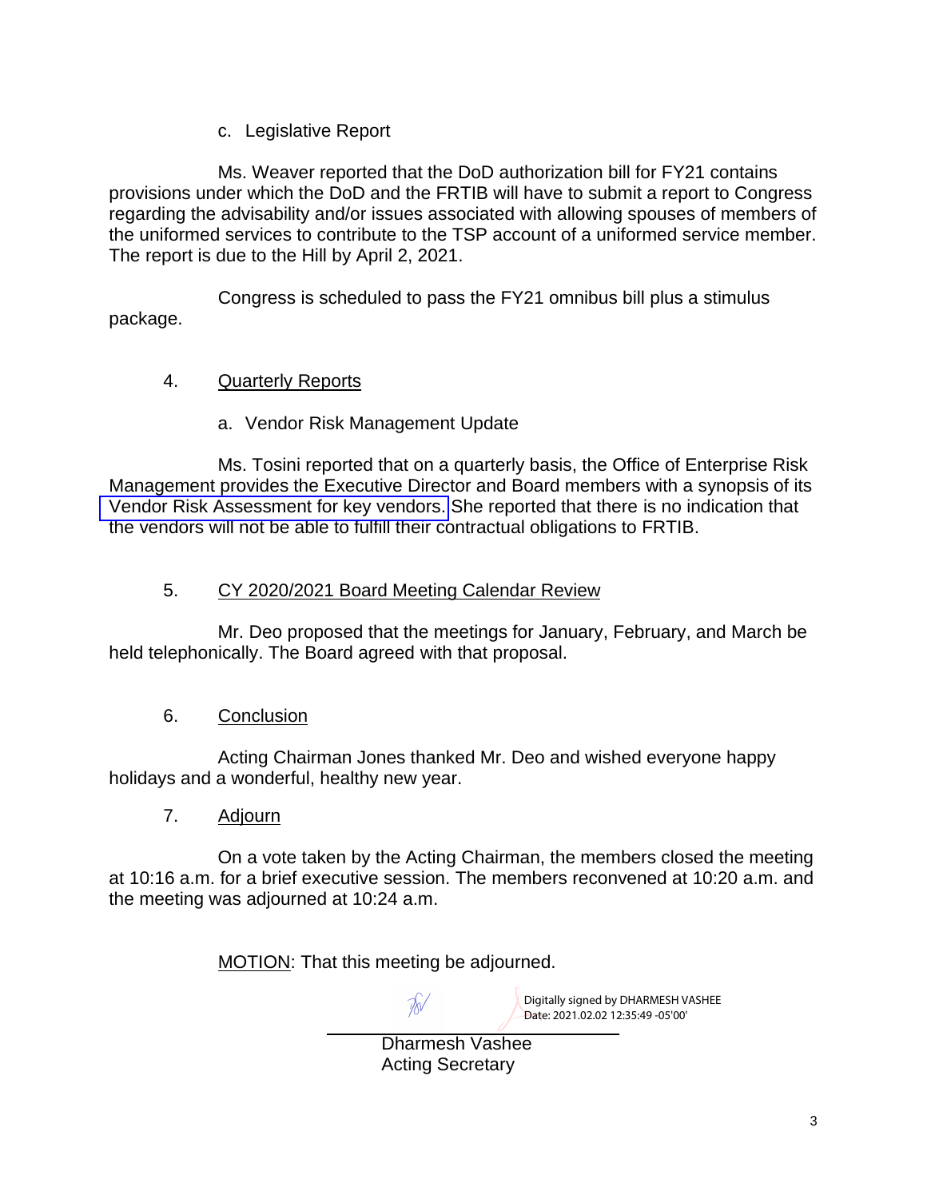c. Legislative Report

Ms. Weaver reported that the DoD authorization bill for FY21 contains provisions under which the DoD and the FRTIB will have to submit a report to Congress regarding the advisability and/or issues associated with allowing spouses of members of the uniformed services to contribute to the TSP account of a uniformed service member. The report is due to the Hill by April 2, 2021.

Congress is scheduled to pass the FY21 omnibus bill plus a stimulus package.

4. Quarterly Reports

a. Vendor Risk Management Update

Ms. Tosini reported that on a quarterly basis, the Office of Enterprise Risk Management provides the Executive Director and Board members with a synopsis of its Vendor Risk Assessment for key vendors. She reported that there is no indication that the vendors will not be able to fulfill their contractual obligations to FRTIB.

5. CY 2020/2021 Board Meeting Calendar Review

Mr. Deo proposed that the meetings for January, February, and March be held telephonically. The Board agreed with that proposal.

6. Conclusion

Acting Chairman Jones thanked Mr. Deo and wished everyone happy holidays and a wonderful, healthy new year.

7. Adjourn

On a vote taken by the Acting Chairman, the members closed the meeting at 10:16 a.m. for a brief executive session. The members reconvened at 10:20 a.m. and the meeting was adjourned at 10:24 a.m.

MOTION: That this meeting be adjourned.

Digitally signed by DHARMESH VASHEE
Date: 2021.02.02 12:35:49 -05'00'

Dharmesh Vashee
Acting Secretary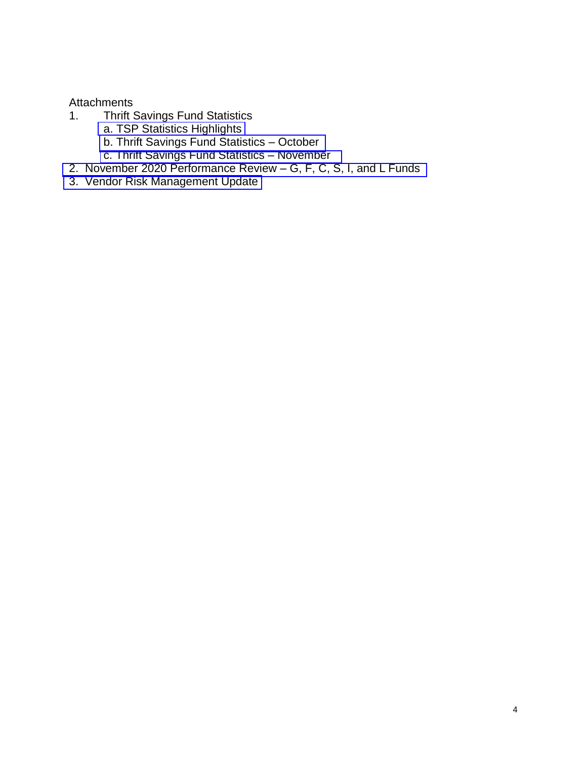Attachments

1. Thrift Savings Fund Statistics
    a. TSP Statistics Highlights
    b. Thrift Savings Fund Statistics – October
    c. Thrift Savings Fund Statistics – November
2. November 2020 Performance Review – G, F, C, S, I, and L Funds
3. Vendor Risk Management Update